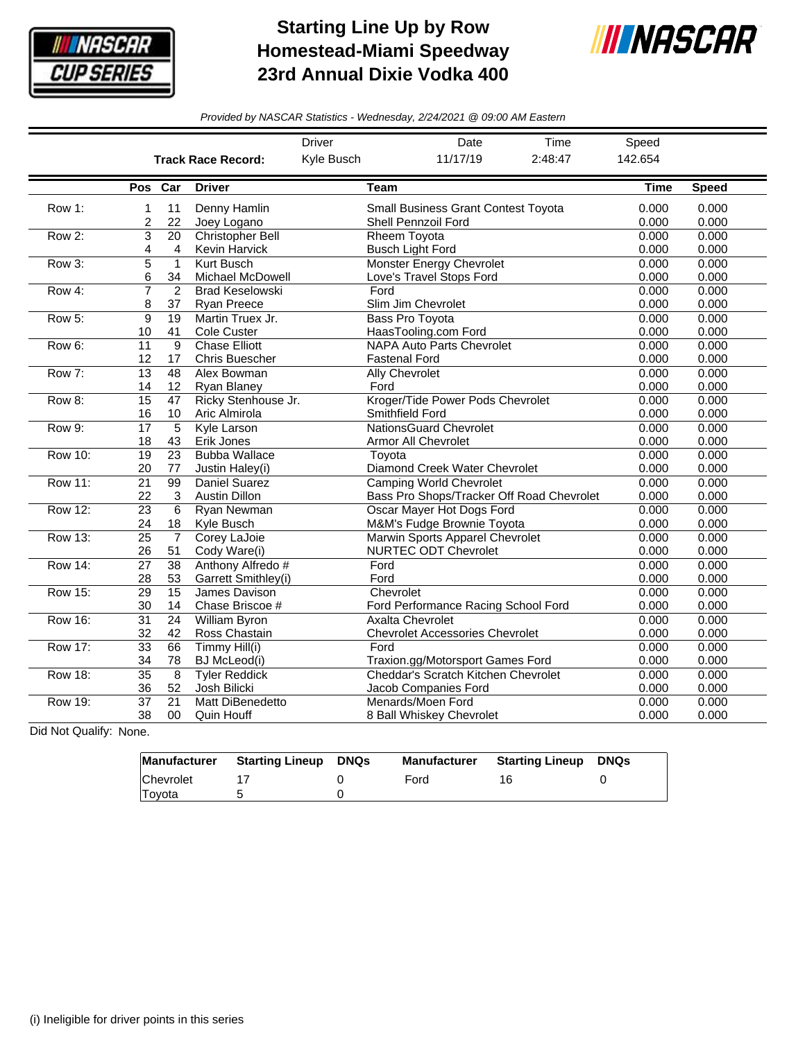# Starting Line Up by Row
# Homestead-Miami Speedway
# 23rd Annual Dixie Vodka 400

*Provided by NASCAR Statistics - Wednesday, 2/24/2021 @ 09:00 AM Eastern*

| | Driver | Date | Time | Speed |
|---|---|---|---|---|
| **Track Race Record:** | Kyle Busch | 11/17/19 | 2:48:47 | 142.654 |

| | Pos | Car | Driver | Team | Time | Speed |
|---|---|---|---|---|---|---|
| Row 1: | 1 | 11 | Denny Hamlin | Small Business Grant Contest Toyota | 0.000 | 0.000 |
| | 2 | 22 | Joey Logano | Shell Pennzoil Ford | 0.000 | 0.000 |
| Row 2: | 3 | 20 | Christopher Bell | Rheem Toyota | 0.000 | 0.000 |
| | 4 | 4 | Kevin Harvick | Busch Light Ford | 0.000 | 0.000 |
| Row 3: | 5 | 1 | Kurt Busch | Monster Energy Chevrolet | 0.000 | 0.000 |
| | 6 | 34 | Michael McDowell | Love's Travel Stops Ford | 0.000 | 0.000 |
| Row 4: | 7 | 2 | Brad Keselowski | Ford | 0.000 | 0.000 |
| | 8 | 37 | Ryan Preece | Slim Jim Chevrolet | 0.000 | 0.000 |
| Row 5: | 9 | 19 | Martin Truex Jr. | Bass Pro Toyota | 0.000 | 0.000 |
| | 10 | 41 | Cole Custer | HaasTooling.com Ford | 0.000 | 0.000 |
| Row 6: | 11 | 9 | Chase Elliott | NAPA Auto Parts Chevrolet | 0.000 | 0.000 |
| | 12 | 17 | Chris Buescher | Fastenal Ford | 0.000 | 0.000 |
| Row 7: | 13 | 48 | Alex Bowman | Ally Chevrolet | 0.000 | 0.000 |
| | 14 | 12 | Ryan Blaney | Ford | 0.000 | 0.000 |
| Row 8: | 15 | 47 | Ricky Stenhouse Jr. | Kroger/Tide Power Pods Chevrolet | 0.000 | 0.000 |
| | 16 | 10 | Aric Almirola | Smithfield Ford | 0.000 | 0.000 |
| Row 9: | 17 | 5 | Kyle Larson | NationsGuard Chevrolet | 0.000 | 0.000 |
| | 18 | 43 | Erik Jones | Armor All Chevrolet | 0.000 | 0.000 |
| Row 10: | 19 | 23 | Bubba Wallace | Toyota | 0.000 | 0.000 |
| | 20 | 77 | Justin Haley(i) | Diamond Creek Water Chevrolet | 0.000 | 0.000 |
| Row 11: | 21 | 99 | Daniel Suarez | Camping World Chevrolet | 0.000 | 0.000 |
| | 22 | 3 | Austin Dillon | Bass Pro Shops/Tracker Off Road Chevrolet | 0.000 | 0.000 |
| Row 12: | 23 | 6 | Ryan Newman | Oscar Mayer Hot Dogs Ford | 0.000 | 0.000 |
| | 24 | 18 | Kyle Busch | M&M's Fudge Brownie Toyota | 0.000 | 0.000 |
| Row 13: | 25 | 7 | Corey LaJoie | Marwin Sports Apparel Chevrolet | 0.000 | 0.000 |
| | 26 | 51 | Cody Ware(i) | NURTEC ODT Chevrolet | 0.000 | 0.000 |
| Row 14: | 27 | 38 | Anthony Alfredo # | Ford | 0.000 | 0.000 |
| | 28 | 53 | Garrett Smithley(i) | Ford | 0.000 | 0.000 |
| Row 15: | 29 | 15 | James Davison | Chevrolet | 0.000 | 0.000 |
| | 30 | 14 | Chase Briscoe # | Ford Performance Racing School Ford | 0.000 | 0.000 |
| Row 16: | 31 | 24 | William Byron | Axalta Chevrolet | 0.000 | 0.000 |
| | 32 | 42 | Ross Chastain | Chevrolet Accessories Chevrolet | 0.000 | 0.000 |
| Row 17: | 33 | 66 | Timmy Hill(i) | Ford | 0.000 | 0.000 |
| | 34 | 78 | BJ McLeod(i) | Traxion.gg/Motorsport Games Ford | 0.000 | 0.000 |
| Row 18: | 35 | 8 | Tyler Reddick | Cheddar's Scratch Kitchen Chevrolet | 0.000 | 0.000 |
| | 36 | 52 | Josh Bilicki | Jacob Companies Ford | 0.000 | 0.000 |
| Row 19: | 37 | 21 | Matt DiBenedetto | Menards/Moen Ford | 0.000 | 0.000 |
| | 38 | 00 | Quin Houff | 8 Ball Whiskey Chevrolet | 0.000 | 0.000 |

Did Not Qualify: None.

| Manufacturer | Starting Lineup | DNQs | Manufacturer | Starting Lineup | DNQs |
|---|---|---|---|---|---|
| Chevrolet | 17 | 0 | Ford | 16 | 0 |
| Toyota | 5 | 0 | | | |

(i) Ineligible for driver points in this series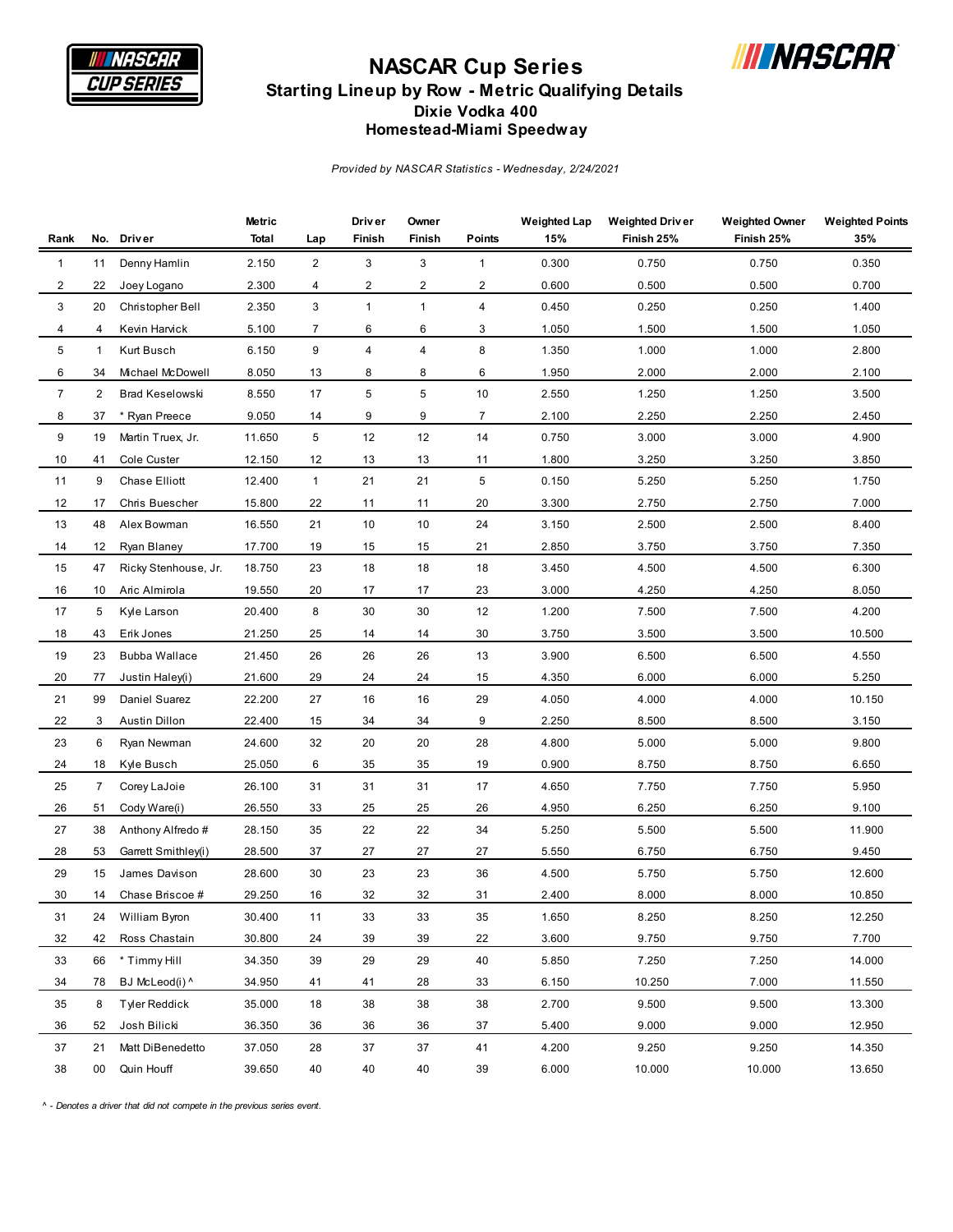# NASCAR Cup Series

## Starting Lineup by Row - Metric Qualifying Details

### Dixie Vodka 400

### Homestead-Miami Speedway

*Provided by NASCAR Statistics - Wednesday, 2/24/2021*

| Rank | No. | Driver | Metric Total | Lap | Driver Finish | Owner Finish | Points | Weighted Lap 15% | Weighted Driver Finish 25% | Weighted Owner Finish 25% | Weighted Points 35% |
|---|---|---|---|---|---|---|---|---|---|---|---|
| 1 | 11 | Denny Hamlin | 2.150 | 2 | 3 | 3 | 1 | 0.300 | 0.750 | 0.750 | 0.350 |
| 2 | 22 | Joey Logano | 2.300 | 4 | 2 | 2 | 2 | 0.600 | 0.500 | 0.500 | 0.700 |
| 3 | 20 | Christopher Bell | 2.350 | 3 | 1 | 1 | 4 | 0.450 | 0.250 | 0.250 | 1.400 |
| 4 | 4 | Kevin Harvick | 5.100 | 7 | 6 | 6 | 3 | 1.050 | 1.500 | 1.500 | 1.050 |
| 5 | 1 | Kurt Busch | 6.150 | 9 | 4 | 4 | 8 | 1.350 | 1.000 | 1.000 | 2.800 |
| 6 | 34 | Michael McDowell | 8.050 | 13 | 8 | 8 | 6 | 1.950 | 2.000 | 2.000 | 2.100 |
| 7 | 2 | Brad Keselowski | 8.550 | 17 | 5 | 5 | 10 | 2.550 | 1.250 | 1.250 | 3.500 |
| 8 | 37 | * Ryan Preece | 9.050 | 14 | 9 | 9 | 7 | 2.100 | 2.250 | 2.250 | 2.450 |
| 9 | 19 | Martin Truex, Jr. | 11.650 | 5 | 12 | 12 | 14 | 0.750 | 3.000 | 3.000 | 4.900 |
| 10 | 41 | Cole Custer | 12.150 | 12 | 13 | 13 | 11 | 1.800 | 3.250 | 3.250 | 3.850 |
| 11 | 9 | Chase Elliott | 12.400 | 1 | 21 | 21 | 5 | 0.150 | 5.250 | 5.250 | 1.750 |
| 12 | 17 | Chris Buescher | 15.800 | 22 | 11 | 11 | 20 | 3.300 | 2.750 | 2.750 | 7.000 |
| 13 | 48 | Alex Bowman | 16.550 | 21 | 10 | 10 | 24 | 3.150 | 2.500 | 2.500 | 8.400 |
| 14 | 12 | Ryan Blaney | 17.700 | 19 | 15 | 15 | 21 | 2.850 | 3.750 | 3.750 | 7.350 |
| 15 | 47 | Ricky Stenhouse, Jr. | 18.750 | 23 | 18 | 18 | 18 | 3.450 | 4.500 | 4.500 | 6.300 |
| 16 | 10 | Aric Almirola | 19.550 | 20 | 17 | 17 | 23 | 3.000 | 4.250 | 4.250 | 8.050 |
| 17 | 5 | Kyle Larson | 20.400 | 8 | 30 | 30 | 12 | 1.200 | 7.500 | 7.500 | 4.200 |
| 18 | 43 | Erik Jones | 21.250 | 25 | 14 | 14 | 30 | 3.750 | 3.500 | 3.500 | 10.500 |
| 19 | 23 | Bubba Wallace | 21.450 | 26 | 26 | 26 | 13 | 3.900 | 6.500 | 6.500 | 4.550 |
| 20 | 77 | Justin Haley(i) | 21.600 | 29 | 24 | 24 | 15 | 4.350 | 6.000 | 6.000 | 5.250 |
| 21 | 99 | Daniel Suarez | 22.200 | 27 | 16 | 16 | 29 | 4.050 | 4.000 | 4.000 | 10.150 |
| 22 | 3 | Austin Dillon | 22.400 | 15 | 34 | 34 | 9 | 2.250 | 8.500 | 8.500 | 3.150 |
| 23 | 6 | Ryan Newman | 24.600 | 32 | 20 | 20 | 28 | 4.800 | 5.000 | 5.000 | 9.800 |
| 24 | 18 | Kyle Busch | 25.050 | 6 | 35 | 35 | 19 | 0.900 | 8.750 | 8.750 | 6.650 |
| 25 | 7 | Corey LaJoie | 26.100 | 31 | 31 | 31 | 17 | 4.650 | 7.750 | 7.750 | 5.950 |
| 26 | 51 | Cody Ware(i) | 26.550 | 33 | 25 | 25 | 26 | 4.950 | 6.250 | 6.250 | 9.100 |
| 27 | 38 | Anthony Alfredo # | 28.150 | 35 | 22 | 22 | 34 | 5.250 | 5.500 | 5.500 | 11.900 |
| 28 | 53 | Garrett Smithley(i) | 28.500 | 37 | 27 | 27 | 27 | 5.550 | 6.750 | 6.750 | 9.450 |
| 29 | 15 | James Davison | 28.600 | 30 | 23 | 23 | 36 | 4.500 | 5.750 | 5.750 | 12.600 |
| 30 | 14 | Chase Briscoe # | 29.250 | 16 | 32 | 32 | 31 | 2.400 | 8.000 | 8.000 | 10.850 |
| 31 | 24 | William Byron | 30.400 | 11 | 33 | 33 | 35 | 1.650 | 8.250 | 8.250 | 12.250 |
| 32 | 42 | Ross Chastain | 30.800 | 24 | 39 | 39 | 22 | 3.600 | 9.750 | 9.750 | 7.700 |
| 33 | 66 | * Timmy Hill | 34.350 | 39 | 29 | 29 | 40 | 5.850 | 7.250 | 7.250 | 14.000 |
| 34 | 78 | BJ McLeod(i) ^ | 34.950 | 41 | 41 | 28 | 33 | 6.150 | 10.250 | 7.000 | 11.550 |
| 35 | 8 | Tyler Reddick | 35.000 | 18 | 38 | 38 | 38 | 2.700 | 9.500 | 9.500 | 13.300 |
| 36 | 52 | Josh Bilicki | 36.350 | 36 | 36 | 36 | 37 | 5.400 | 9.000 | 9.000 | 12.950 |
| 37 | 21 | Matt DiBenedetto | 37.050 | 28 | 37 | 37 | 41 | 4.200 | 9.250 | 9.250 | 14.350 |
| 38 | 00 | Quin Houff | 39.650 | 40 | 40 | 40 | 39 | 6.000 | 10.000 | 10.000 | 13.650 |

*^ - Denotes a driver that did not compete in the previous series event.*